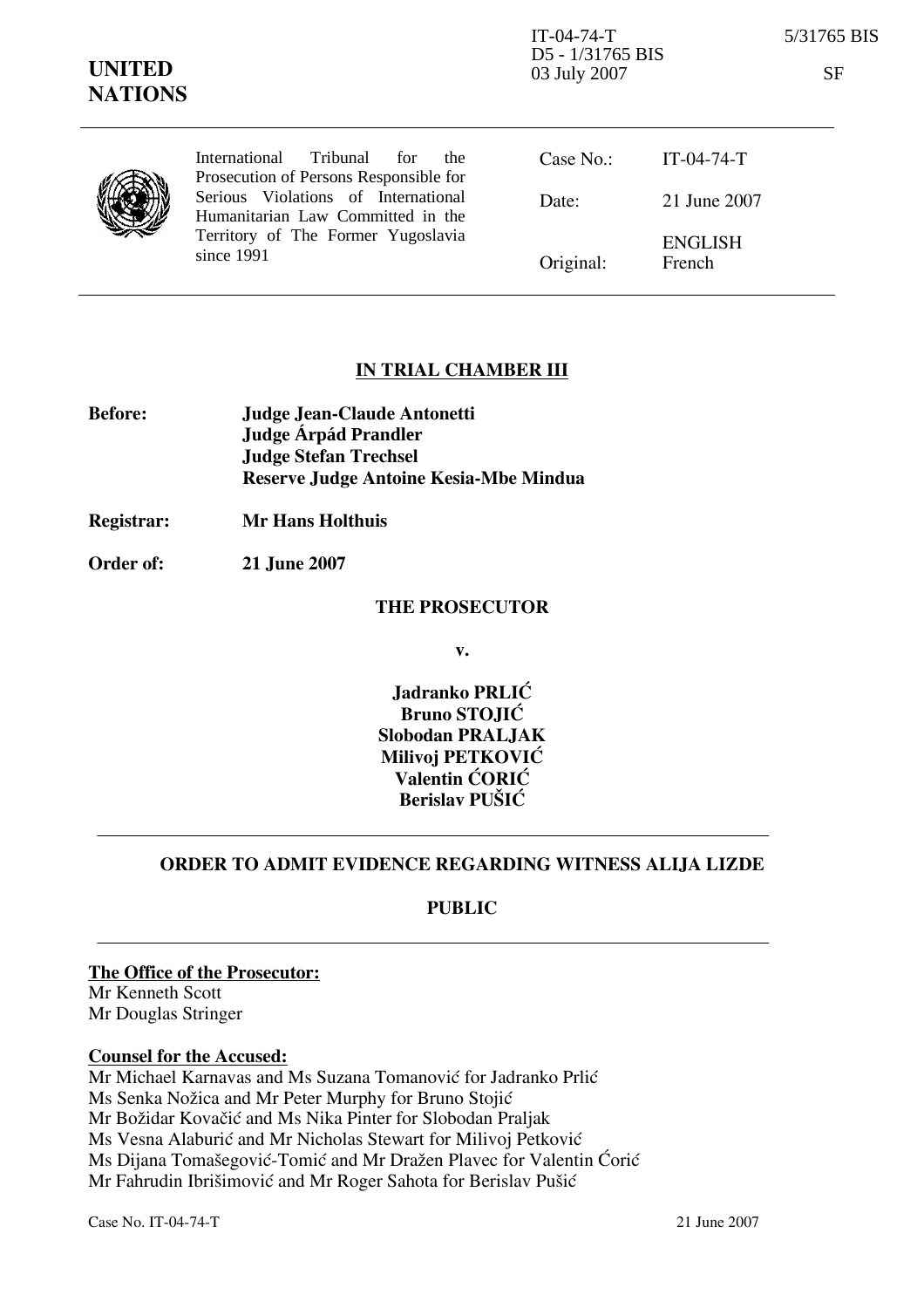IT-04-74-T 5/31765 BIS
D5 - 1/31765 BIS
03 July 2007 SF

**UNITED NATIONS**

International Tribunal for the Prosecution of Persons Responsible for Serious Violations of International Humanitarian Law Committed in the Territory of The Former Yugoslavia since 1991

| | |
|---|---|
| Case No.: | IT-04-74-T |
| Date: | 21 June 2007 |
| Original: | ENGLISH<br>French |

## IN TRIAL CHAMBER III

**Before:** **Judge Jean-Claude Antonetti**
**Judge Árpád Prandler**
**Judge Stefan Trechsel**
**Reserve Judge Antoine Kesia-Mbe Mindua**

**Registrar:** **Mr Hans Holthuis**

**Order of:** **21 June 2007**

**THE PROSECUTOR**

**v.**

**Jadranko PRLIĆ**
**Bruno STOJIĆ**
**Slobodan PRALJAK**
**Milivoj PETKOVIĆ**
**Valentin ĆORIĆ**
**Berislav PUŠIĆ**

## ORDER TO ADMIT EVIDENCE REGARDING WITNESS ALIJA LIZDE

**PUBLIC**

**The Office of the Prosecutor:**
Mr Kenneth Scott
Mr Douglas Stringer

**Counsel for the Accused:**
Mr Michael Karnavas and Ms Suzana Tomanović for Jadranko Prlić
Ms Senka Nožica and Mr Peter Murphy for Bruno Stojić
Mr Božidar Kovačić and Ms Nika Pinter for Slobodan Praljak
Ms Vesna Alaburić and Mr Nicholas Stewart for Milivoj Petković
Ms Dijana Tomašegović-Tomić and Mr Dražen Plavec for Valentin Ćorić
Mr Fahrudin Ibrišimović and Mr Roger Sahota for Berislav Pušić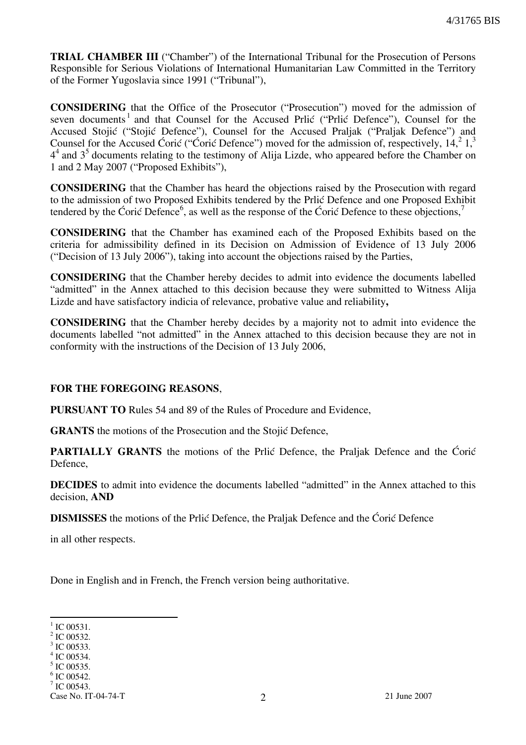**TRIAL CHAMBER III** ("Chamber") of the International Tribunal for the Prosecution of Persons Responsible for Serious Violations of International Humanitarian Law Committed in the Territory of the Former Yugoslavia since 1991 ("Tribunal"),

**CONSIDERING** that the Office of the Prosecutor ("Prosecution") moved for the admission of seven documents[1] and that Counsel for the Accused Prlić ("Prlić Defence"), Counsel for the Accused Stojić ("Stojić Defence"), Counsel for the Accused Praljak ("Praljak Defence") and Counsel for the Accused Ćorić ("Ćorić Defence") moved for the admission of, respectively, 14,[2] 1,[3] 4[4] and 3[5] documents relating to the testimony of Alija Lizde, who appeared before the Chamber on 1 and 2 May 2007 ("Proposed Exhibits"),

**CONSIDERING** that the Chamber has heard the objections raised by the Prosecution with regard to the admission of two Proposed Exhibits tendered by the Prlić Defence and one Proposed Exhibit tendered by the Ćorić Defence[6], as well as the response of the Ćorić Defence to these objections,[7]

**CONSIDERING** that the Chamber has examined each of the Proposed Exhibits based on the criteria for admissibility defined in its Decision on Admission of Evidence of 13 July 2006 ("Decision of 13 July 2006"), taking into account the objections raised by the Parties,

**CONSIDERING** that the Chamber hereby decides to admit into evidence the documents labelled "admitted" in the Annex attached to this decision because they were submitted to Witness Alija Lizde and have satisfactory indicia of relevance, probative value and reliability**,**

**CONSIDERING** that the Chamber hereby decides by a majority not to admit into evidence the documents labelled "not admitted" in the Annex attached to this decision because they are not in conformity with the instructions of the Decision of 13 July 2006,

**FOR THE FOREGOING REASONS**,

**PURSUANT TO** Rules 54 and 89 of the Rules of Procedure and Evidence,

**GRANTS** the motions of the Prosecution and the Stojić Defence,

**PARTIALLY GRANTS** the motions of the Prlić Defence, the Praljak Defence and the Ćorić Defence,

**DECIDES** to admit into evidence the documents labelled "admitted" in the Annex attached to this decision, **AND**

**DISMISSES** the motions of the Prlić Defence, the Praljak Defence and the Ćorić Defence

in all other respects.

Done in English and in French, the French version being authoritative.

---

[1] IC 00531.
[2] IC 00532.
[3] IC 00533.
[4] IC 00534.
[5] IC 00535.
[6] IC 00542.
[7] IC 00543.

Case No. IT-04-74-T 21 June 2007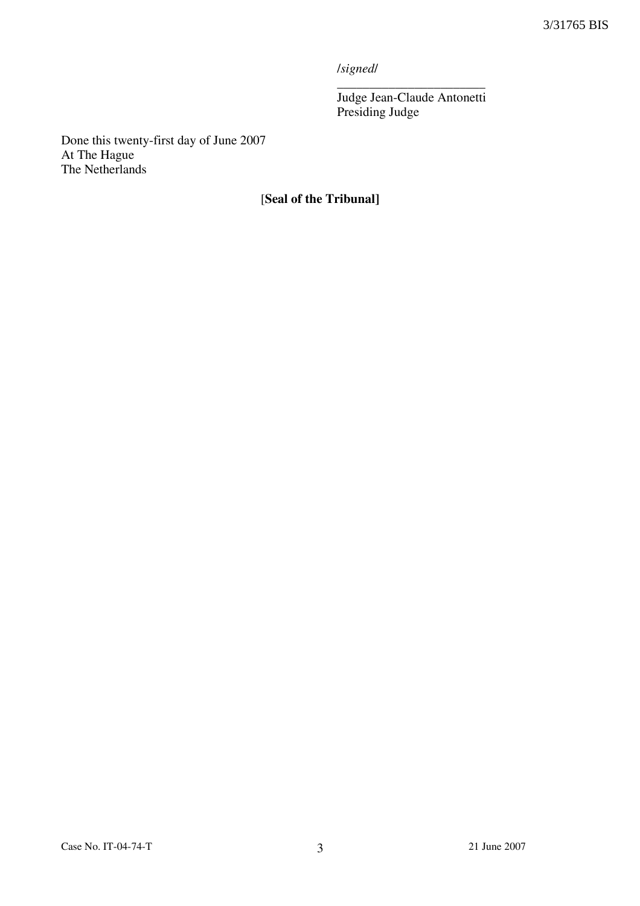*/signed/*

\_\_\_\_\_\_\_\_\_\_\_\_\_\_\_\_\_\_\_\_\_\_\_

Judge Jean-Claude Antonetti
Presiding Judge

Done this twenty-first day of June 2007
At The Hague
The Netherlands

[**Seal of the Tribunal]**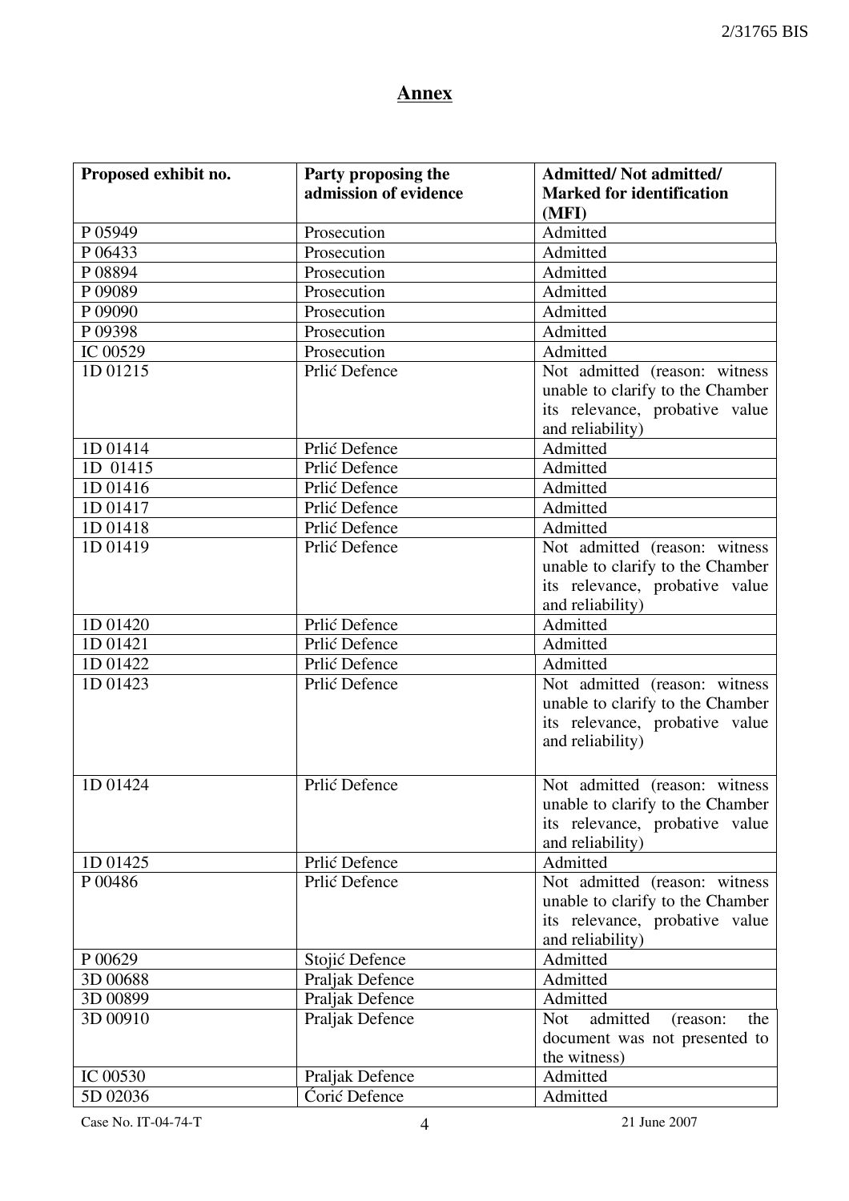# Annex

| Proposed exhibit no. | Party proposing the admission of evidence | Admitted/ Not admitted/ Marked for identification (MFI) |
|---|---|---|
| P 05949 | Prosecution | Admitted |
| P 06433 | Prosecution | Admitted |
| P 08894 | Prosecution | Admitted |
| P 09089 | Prosecution | Admitted |
| P 09090 | Prosecution | Admitted |
| P 09398 | Prosecution | Admitted |
| IC 00529 | Prosecution | Admitted |
| 1D 01215 | Prlić Defence | Not admitted (reason: witness unable to clarify to the Chamber its relevance, probative value and reliability) |
| 1D 01414 | Prlić Defence | Admitted |
| 1D 01415 | Prlić Defence | Admitted |
| 1D 01416 | Prlić Defence | Admitted |
| 1D 01417 | Prlić Defence | Admitted |
| 1D 01418 | Prlić Defence | Admitted |
| 1D 01419 | Prlić Defence | Not admitted (reason: witness unable to clarify to the Chamber its relevance, probative value and reliability) |
| 1D 01420 | Prlić Defence | Admitted |
| 1D 01421 | Prlić Defence | Admitted |
| 1D 01422 | Prlić Defence | Admitted |
| 1D 01423 | Prlić Defence | Not admitted (reason: witness unable to clarify to the Chamber its relevance, probative value and reliability) |
| 1D 01424 | Prlić Defence | Not admitted (reason: witness unable to clarify to the Chamber its relevance, probative value and reliability) |
| 1D 01425 | Prlić Defence | Admitted |
| P 00486 | Prlić Defence | Not admitted (reason: witness unable to clarify to the Chamber its relevance, probative value and reliability) |
| P 00629 | Stojić Defence | Admitted |
| 3D 00688 | Praljak Defence | Admitted |
| 3D 00899 | Praljak Defence | Admitted |
| 3D 00910 | Praljak Defence | Not admitted (reason: the document was not presented to the witness) |
| IC 00530 | Praljak Defence | Admitted |
| 5D 02036 | Ćorić Defence | Admitted |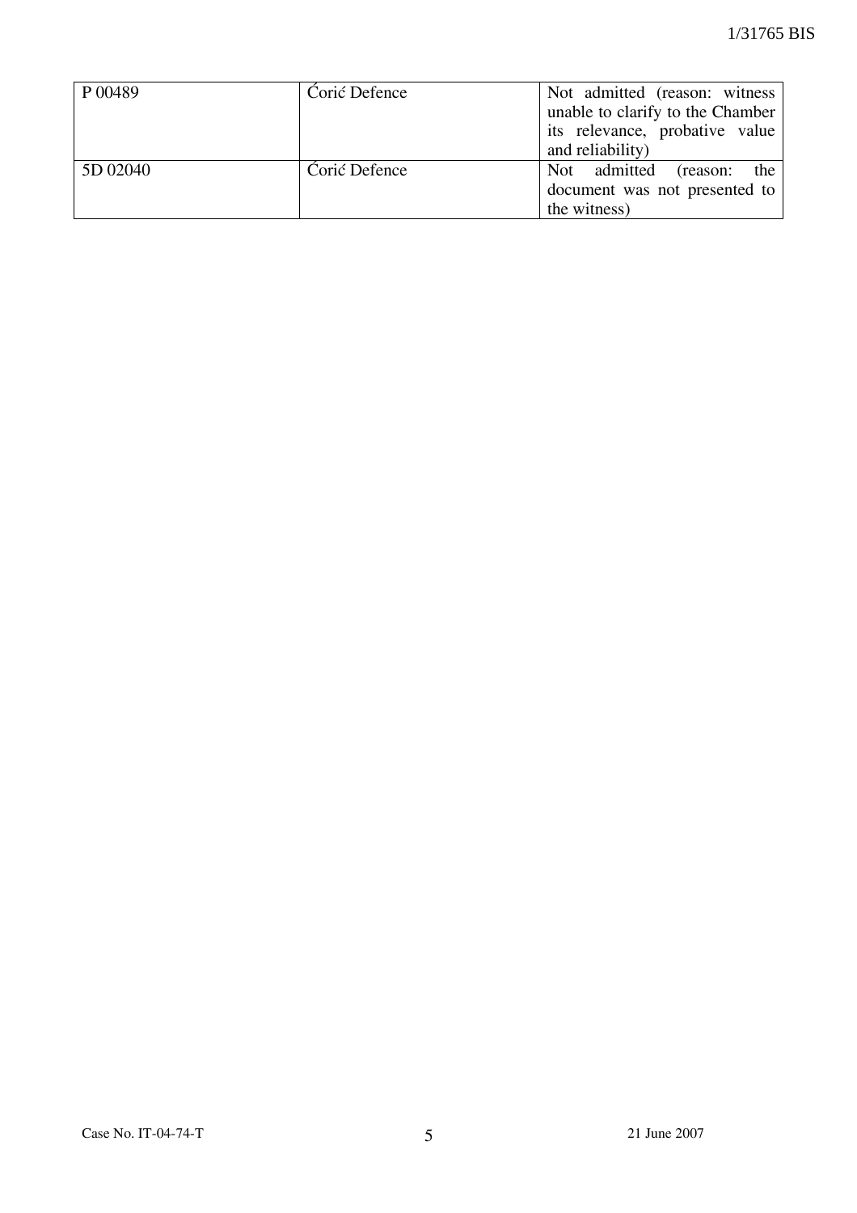| | | |
|---|---|---|
| P 00489 | Ćorić Defence | Not admitted (reason: witness unable to clarify to the Chamber its relevance, probative value and reliability) |
| 5D 02040 | Ćorić Defence | Not admitted (reason: the document was not presented to the witness) |